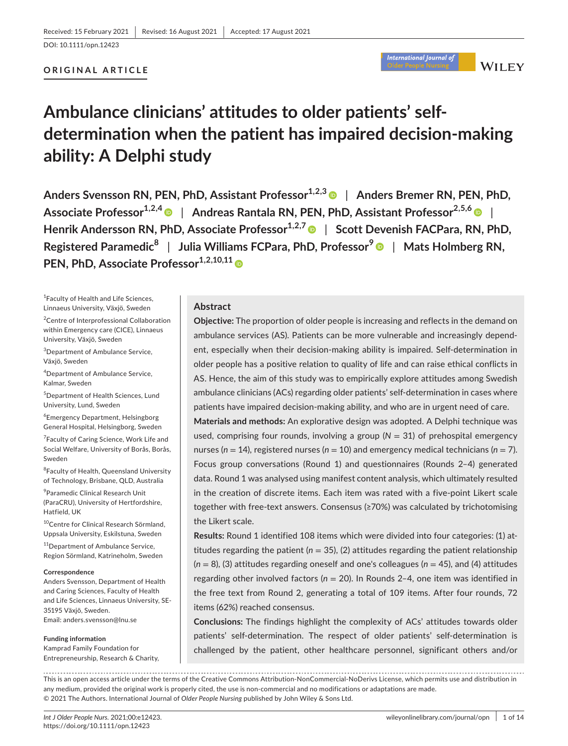Received: 15 February 2021 | Revised: 16 August 2021 | Accepted: 17 August 2021

DOI: 10.1111/opn.12423

**ORIGINAL ARTICLE**

# Ambulance clinicians' attitudes to older patients' self-determination when the patient has impaired decision-making ability: A Delphi study

**Anders Svensson RN, PEN, PhD, Assistant Professor[1,2,3]** | **Anders Bremer RN, PEN, PhD, Associate Professor[1,2,4]** | **Andreas Rantala RN, PEN, PhD, Assistant Professor[2,5,6]** | **Henrik Andersson RN, PhD, Associate Professor[1,2,7]** | **Scott Devenish FACPara, RN, PhD, Registered Paramedic[8]** | **Julia Williams FCPara, PhD, Professor[9]** | **Mats Holmberg RN, PEN, PhD, Associate Professor[1,2,10,11]**

[1]Faculty of Health and Life Sciences, Linnaeus University, Växjö, Sweden

[2]Centre of Interprofessional Collaboration within Emergency care (CICE), Linnaeus University, Växjö, Sweden

[3]Department of Ambulance Service, Växjö, Sweden

[4]Department of Ambulance Service, Kalmar, Sweden

[5]Department of Health Sciences, Lund University, Lund, Sweden

[6]Emergency Department, Helsingborg General Hospital, Helsingborg, Sweden

[7]Faculty of Caring Science, Work Life and Social Welfare, University of Borås, Borås, Sweden

[8]Faculty of Health, Queensland University of Technology, Brisbane, QLD, Australia

[9]Paramedic Clinical Research Unit (ParaCRU), University of Hertfordshire, Hatfield, UK

[10]Centre for Clinical Research Sörmland, Uppsala University, Eskilstuna, Sweden

[11]Department of Ambulance Service, Region Sörmland, Katrineholm, Sweden

**Correspondence**

Anders Svensson, Department of Health and Caring Sciences, Faculty of Health and Life Sciences, Linnaeus University, SE-35195 Växjö, Sweden.
Email: anders.svensson@lnu.se

**Funding information**

Kamprad Family Foundation for Entrepreneurship, Research & Charity,

## Abstract

**Objective:** The proportion of older people is increasing and reflects in the demand on ambulance services (AS). Patients can be more vulnerable and increasingly dependent, especially when their decision-making ability is impaired. Self-determination in older people has a positive relation to quality of life and can raise ethical conflicts in AS. Hence, the aim of this study was to empirically explore attitudes among Swedish ambulance clinicians (ACs) regarding older patients' self-determination in cases where patients have impaired decision-making ability, and who are in urgent need of care.

**Materials and methods:** An explorative design was adopted. A Delphi technique was used, comprising four rounds, involving a group ($N = 31$) of prehospital emergency nurses ($n = 14$), registered nurses ($n = 10$) and emergency medical technicians ($n = 7$). Focus group conversations (Round 1) and questionnaires (Rounds 2–4) generated data. Round 1 was analysed using manifest content analysis, which ultimately resulted in the creation of discrete items. Each item was rated with a five-point Likert scale together with free-text answers. Consensus (≥70%) was calculated by trichotomising the Likert scale.

**Results:** Round 1 identified 108 items which were divided into four categories: (1) attitudes regarding the patient ($n = 35$), (2) attitudes regarding the patient relationship ($n = 8$), (3) attitudes regarding oneself and one's colleagues ($n = 45$), and (4) attitudes regarding other involved factors ($n = 20$). In Rounds 2–4, one item was identified in the free text from Round 2, generating a total of 109 items. After four rounds, 72 items (62%) reached consensus.

**Conclusions:** The findings highlight the complexity of ACs' attitudes towards older patients' self-determination. The respect of older patients' self-determination is challenged by the patient, other healthcare personnel, significant others and/or

This is an open access article under the terms of the Creative Commons Attribution-NonCommercial-NoDerivs License, which permits use and distribution in any medium, provided the original work is properly cited, the use is non-commercial and no modifications or adaptations are made.
© 2021 The Authors. International Journal of *Older People Nursing* published by John Wiley & Sons Ltd.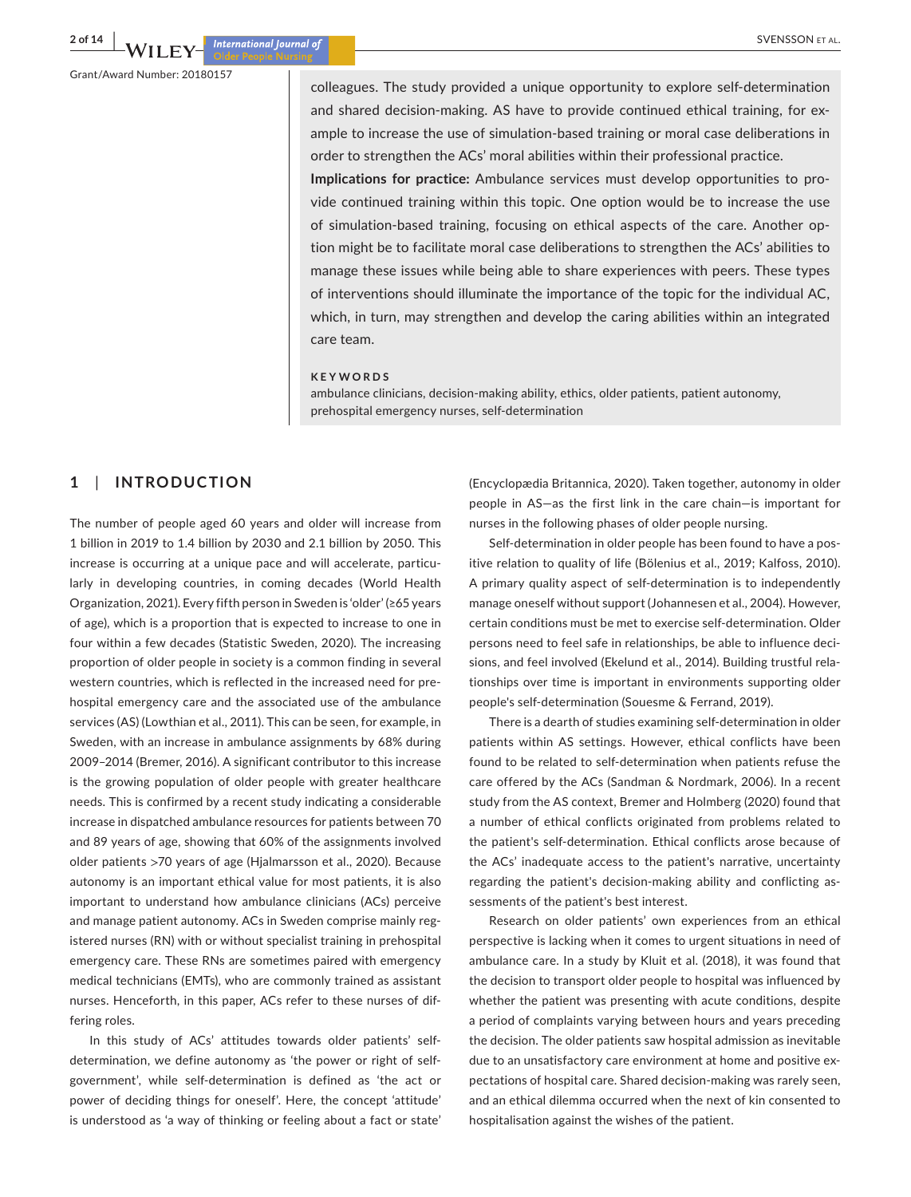Grant/Award Number: 20180157

colleagues. The study provided a unique opportunity to explore self-determination and shared decision-making. AS have to provide continued ethical training, for example to increase the use of simulation-based training or moral case deliberations in order to strengthen the ACs' moral abilities within their professional practice.

**Implications for practice:** Ambulance services must develop opportunities to provide continued training within this topic. One option would be to increase the use of simulation-based training, focusing on ethical aspects of the care. Another option might be to facilitate moral case deliberations to strengthen the ACs' abilities to manage these issues while being able to share experiences with peers. These types of interventions should illuminate the importance of the topic for the individual AC, which, in turn, may strengthen and develop the caring abilities within an integrated care team.

**KEYWORDS**

ambulance clinicians, decision-making ability, ethics, older patients, patient autonomy, prehospital emergency nurses, self-determination

## 1 | INTRODUCTION

The number of people aged 60 years and older will increase from 1 billion in 2019 to 1.4 billion by 2030 and 2.1 billion by 2050. This increase is occurring at a unique pace and will accelerate, particularly in developing countries, in coming decades (World Health Organization, 2021). Every fifth person in Sweden is 'older' (≥65 years of age), which is a proportion that is expected to increase to one in four within a few decades (Statistic Sweden, 2020). The increasing proportion of older people in society is a common finding in several western countries, which is reflected in the increased need for prehospital emergency care and the associated use of the ambulance services (AS) (Lowthian et al., 2011). This can be seen, for example, in Sweden, with an increase in ambulance assignments by 68% during 2009–2014 (Bremer, 2016). A significant contributor to this increase is the growing population of older people with greater healthcare needs. This is confirmed by a recent study indicating a considerable increase in dispatched ambulance resources for patients between 70 and 89 years of age, showing that 60% of the assignments involved older patients >70 years of age (Hjalmarsson et al., 2020). Because autonomy is an important ethical value for most patients, it is also important to understand how ambulance clinicians (ACs) perceive and manage patient autonomy. ACs in Sweden comprise mainly registered nurses (RN) with or without specialist training in prehospital emergency care. These RNs are sometimes paired with emergency medical technicians (EMTs), who are commonly trained as assistant nurses. Henceforth, in this paper, ACs refer to these nurses of differing roles.

In this study of ACs' attitudes towards older patients' self-determination, we define autonomy as 'the power or right of self-government', while self-determination is defined as 'the act or power of deciding things for oneself'. Here, the concept 'attitude' is understood as 'a way of thinking or feeling about a fact or state' (Encyclopædia Britannica, 2020). Taken together, autonomy in older people in AS—as the first link in the care chain—is important for nurses in the following phases of older people nursing.

Self-determination in older people has been found to have a positive relation to quality of life (Bölenius et al., 2019; Kalfoss, 2010). A primary quality aspect of self-determination is to independently manage oneself without support (Johannesen et al., 2004). However, certain conditions must be met to exercise self-determination. Older persons need to feel safe in relationships, be able to influence decisions, and feel involved (Ekelund et al., 2014). Building trustful relationships over time is important in environments supporting older people's self-determination (Souesme & Ferrand, 2019).

There is a dearth of studies examining self-determination in older patients within AS settings. However, ethical conflicts have been found to be related to self-determination when patients refuse the care offered by the ACs (Sandman & Nordmark, 2006). In a recent study from the AS context, Bremer and Holmberg (2020) found that a number of ethical conflicts originated from problems related to the patient's self-determination. Ethical conflicts arose because of the ACs' inadequate access to the patient's narrative, uncertainty regarding the patient's decision-making ability and conflicting assessments of the patient's best interest.

Research on older patients' own experiences from an ethical perspective is lacking when it comes to urgent situations in need of ambulance care. In a study by Kluit et al. (2018), it was found that the decision to transport older people to hospital was influenced by whether the patient was presenting with acute conditions, despite a period of complaints varying between hours and years preceding the decision. The older patients saw hospital admission as inevitable due to an unsatisfactory care environment at home and positive expectations of hospital care. Shared decision-making was rarely seen, and an ethical dilemma occurred when the next of kin consented to hospitalisation against the wishes of the patient.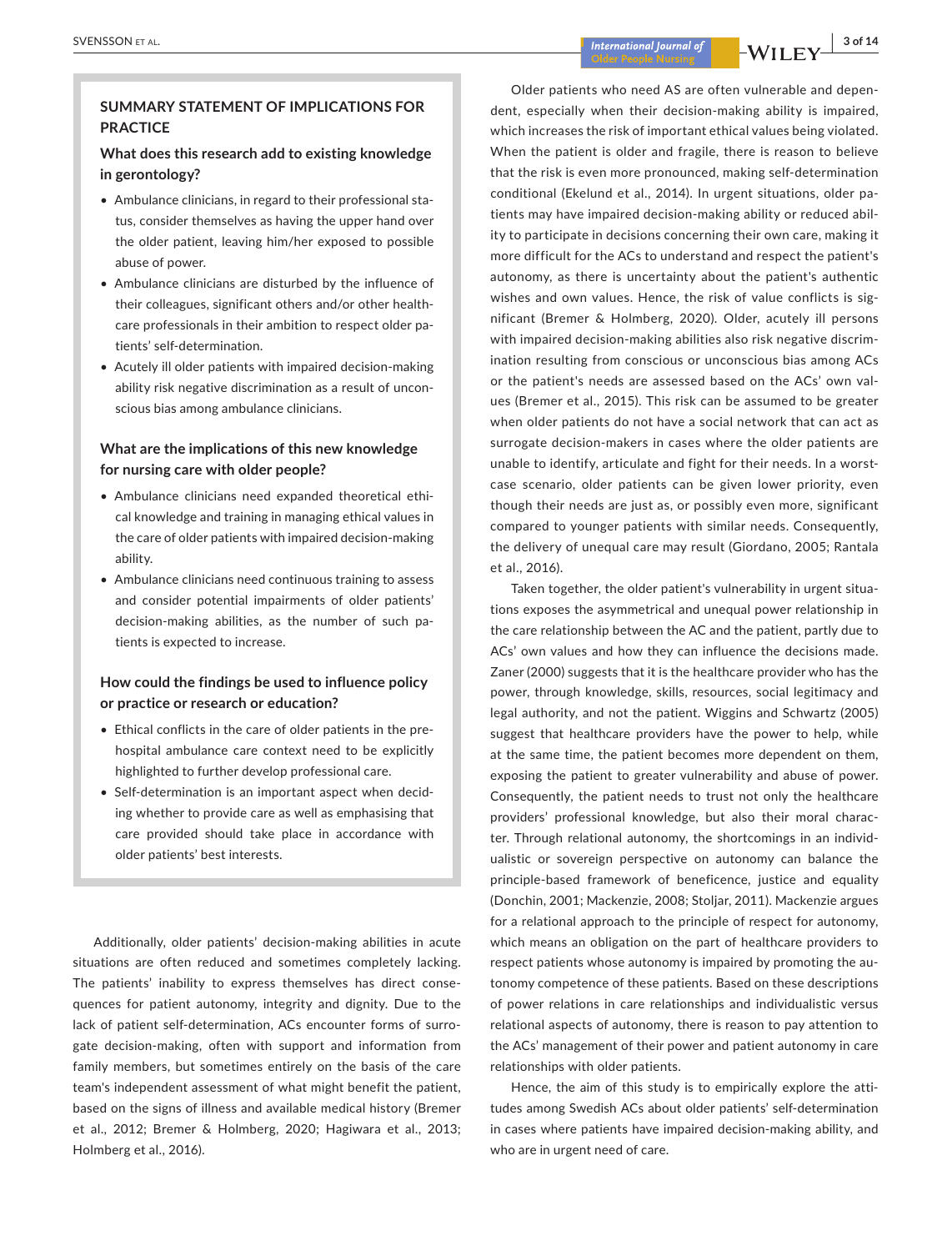## SUMMARY STATEMENT OF IMPLICATIONS FOR PRACTICE

### What does this research add to existing knowledge in gerontology?

- Ambulance clinicians, in regard to their professional status, consider themselves as having the upper hand over the older patient, leaving him/her exposed to possible abuse of power.
- Ambulance clinicians are disturbed by the influence of their colleagues, significant others and/or other healthcare professionals in their ambition to respect older patients' self-determination.
- Acutely ill older patients with impaired decision-making ability risk negative discrimination as a result of unconscious bias among ambulance clinicians.

### What are the implications of this new knowledge for nursing care with older people?

- Ambulance clinicians need expanded theoretical ethical knowledge and training in managing ethical values in the care of older patients with impaired decision-making ability.
- Ambulance clinicians need continuous training to assess and consider potential impairments of older patients' decision-making abilities, as the number of such patients is expected to increase.

### How could the findings be used to influence policy or practice or research or education?

- Ethical conflicts in the care of older patients in the prehospital ambulance care context need to be explicitly highlighted to further develop professional care.
- Self-determination is an important aspect when deciding whether to provide care as well as emphasising that care provided should take place in accordance with older patients' best interests.

Additionally, older patients' decision-making abilities in acute situations are often reduced and sometimes completely lacking. The patients' inability to express themselves has direct consequences for patient autonomy, integrity and dignity. Due to the lack of patient self-determination, ACs encounter forms of surrogate decision-making, often with support and information from family members, but sometimes entirely on the basis of the care team's independent assessment of what might benefit the patient, based on the signs of illness and available medical history (Bremer et al., 2012; Bremer & Holmberg, 2020; Hagiwara et al., 2013; Holmberg et al., 2016).

Older patients who need AS are often vulnerable and dependent, especially when their decision-making ability is impaired, which increases the risk of important ethical values being violated. When the patient is older and fragile, there is reason to believe that the risk is even more pronounced, making self-determination conditional (Ekelund et al., 2014). In urgent situations, older patients may have impaired decision-making ability or reduced ability to participate in decisions concerning their own care, making it more difficult for the ACs to understand and respect the patient's autonomy, as there is uncertainty about the patient's authentic wishes and own values. Hence, the risk of value conflicts is significant (Bremer & Holmberg, 2020). Older, acutely ill persons with impaired decision-making abilities also risk negative discrimination resulting from conscious or unconscious bias among ACs or the patient's needs are assessed based on the ACs' own values (Bremer et al., 2015). This risk can be assumed to be greater when older patients do not have a social network that can act as surrogate decision-makers in cases where the older patients are unable to identify, articulate and fight for their needs. In a worst-case scenario, older patients can be given lower priority, even though their needs are just as, or possibly even more, significant compared to younger patients with similar needs. Consequently, the delivery of unequal care may result (Giordano, 2005; Rantala et al., 2016).

Taken together, the older patient's vulnerability in urgent situations exposes the asymmetrical and unequal power relationship in the care relationship between the AC and the patient, partly due to ACs' own values and how they can influence the decisions made. Zaner (2000) suggests that it is the healthcare provider who has the power, through knowledge, skills, resources, social legitimacy and legal authority, and not the patient. Wiggins and Schwartz (2005) suggest that healthcare providers have the power to help, while at the same time, the patient becomes more dependent on them, exposing the patient to greater vulnerability and abuse of power. Consequently, the patient needs to trust not only the healthcare providers' professional knowledge, but also their moral character. Through relational autonomy, the shortcomings in an individualistic or sovereign perspective on autonomy can balance the principle-based framework of beneficence, justice and equality (Donchin, 2001; Mackenzie, 2008; Stoljar, 2011). Mackenzie argues for a relational approach to the principle of respect for autonomy, which means an obligation on the part of healthcare providers to respect patients whose autonomy is impaired by promoting the autonomy competence of these patients. Based on these descriptions of power relations in care relationships and individualistic versus relational aspects of autonomy, there is reason to pay attention to the ACs' management of their power and patient autonomy in care relationships with older patients.

Hence, the aim of this study is to empirically explore the attitudes among Swedish ACs about older patients' self-determination in cases where patients have impaired decision-making ability, and who are in urgent need of care.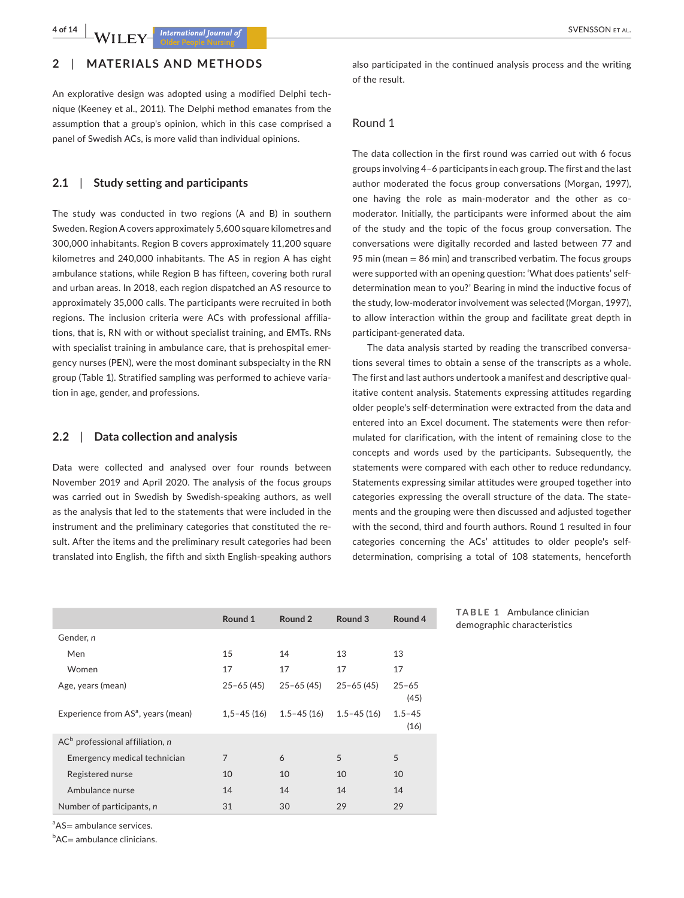## 2 | MATERIALS AND METHODS

An explorative design was adopted using a modified Delphi technique (Keeney et al., 2011). The Delphi method emanates from the assumption that a group's opinion, which in this case comprised a panel of Swedish ACs, is more valid than individual opinions.

### 2.1 | Study setting and participants

The study was conducted in two regions (A and B) in southern Sweden. Region A covers approximately 5,600 square kilometres and 300,000 inhabitants. Region B covers approximately 11,200 square kilometres and 240,000 inhabitants. The AS in region A has eight ambulance stations, while Region B has fifteen, covering both rural and urban areas. In 2018, each region dispatched an AS resource to approximately 35,000 calls. The participants were recruited in both regions. The inclusion criteria were ACs with professional affiliations, that is, RN with or without specialist training, and EMTs. RNs with specialist training in ambulance care, that is prehospital emergency nurses (PEN), were the most dominant subspecialty in the RN group (Table 1). Stratified sampling was performed to achieve variation in age, gender, and professions.

### 2.2 | Data collection and analysis

Data were collected and analysed over four rounds between November 2019 and April 2020. The analysis of the focus groups was carried out in Swedish by Swedish-speaking authors, as well as the analysis that led to the statements that were included in the instrument and the preliminary categories that constituted the result. After the items and the preliminary result categories had been translated into English, the fifth and sixth English-speaking authors also participated in the continued analysis process and the writing of the result.

#### Round 1

The data collection in the first round was carried out with 6 focus groups involving 4–6 participants in each group. The first and the last author moderated the focus group conversations (Morgan, 1997), one having the role as main-moderator and the other as co-moderator. Initially, the participants were informed about the aim of the study and the topic of the focus group conversation. The conversations were digitally recorded and lasted between 77 and 95 min (mean = 86 min) and transcribed verbatim. The focus groups were supported with an opening question: 'What does patients' self-determination mean to you?' Bearing in mind the inductive focus of the study, low-moderator involvement was selected (Morgan, 1997), to allow interaction within the group and facilitate great depth in participant-generated data.

The data analysis started by reading the transcribed conversations several times to obtain a sense of the transcripts as a whole. The first and last authors undertook a manifest and descriptive qualitative content analysis. Statements expressing attitudes regarding older people's self-determination were extracted from the data and entered into an Excel document. The statements were then reformulated for clarification, with the intent of remaining close to the concepts and words used by the participants. Subsequently, the statements were compared with each other to reduce redundancy. Statements expressing similar attitudes were grouped together into categories expressing the overall structure of the data. The statements and the grouping were then discussed and adjusted together with the second, third and fourth authors. Round 1 resulted in four categories concerning the ACs' attitudes to older people's self-determination, comprising a total of 108 statements, henceforth

**TABLE 1** Ambulance clinician demographic characteristics

| | Round 1 | Round 2 | Round 3 | Round 4 |
|---|---|---|---|---|
| Gender, *n* | | | | |
| Men | 15 | 14 | 13 | 13 |
| Women | 17 | 17 | 17 | 17 |
| Age, years (mean) | 25–65 (45) | 25–65 (45) | 25–65 (45) | 25–65 (45) |
| Experience from AS[a], years (mean) | 1,5–45 (16) | 1.5–45 (16) | 1.5–45 (16) | 1.5–45 (16) |
| AC[b] professional affiliation, *n* | | | | |
| Emergency medical technician | 7 | 6 | 5 | 5 |
| Registered nurse | 10 | 10 | 10 | 10 |
| Ambulance nurse | 14 | 14 | 14 | 14 |
| Number of participants, *n* | 31 | 30 | 29 | 29 |

[a]AS= ambulance services.

[b]AC= ambulance clinicians.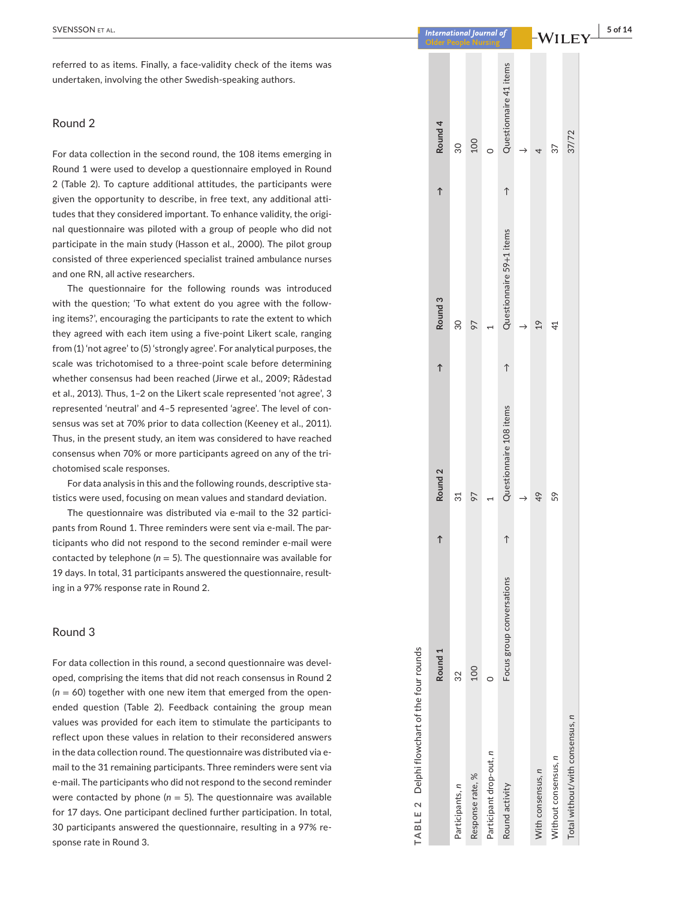referred to as items. Finally, a face-validity check of the items was undertaken, involving the other Swedish-speaking authors.

## Round 2

For data collection in the second round, the 108 items emerging in Round 1 were used to develop a questionnaire employed in Round 2 (Table 2). To capture additional attitudes, the participants were given the opportunity to describe, in free text, any additional attitudes that they considered important. To enhance validity, the original questionnaire was piloted with a group of people who did not participate in the main study (Hasson et al., 2000). The pilot group consisted of three experienced specialist trained ambulance nurses and one RN, all active researchers.

The questionnaire for the following rounds was introduced with the question; 'To what extent do you agree with the following items?', encouraging the participants to rate the extent to which they agreed with each item using a five-point Likert scale, ranging from (1) 'not agree' to (5) 'strongly agree'. For analytical purposes, the scale was trichotomised to a three-point scale before determining whether consensus had been reached (Jirwe et al., 2009; Rådestad et al., 2013). Thus, 1–2 on the Likert scale represented 'not agree', 3 represented 'neutral' and 4–5 represented 'agree'. The level of consensus was set at 70% prior to data collection (Keeney et al., 2011). Thus, in the present study, an item was considered to have reached consensus when 70% or more participants agreed on any of the trichotomised scale responses.

For data analysis in this and the following rounds, descriptive statistics were used, focusing on mean values and standard deviation.

The questionnaire was distributed via e-mail to the 32 participants from Round 1. Three reminders were sent via e-mail. The participants who did not respond to the second reminder e-mail were contacted by telephone (*n* = 5). The questionnaire was available for 19 days. In total, 31 participants answered the questionnaire, resulting in a 97% response rate in Round 2.

## Round 3

For data collection in this round, a second questionnaire was developed, comprising the items that did not reach consensus in Round 2 (*n* = 60) together with one new item that emerged from the open-ended question (Table 2). Feedback containing the group mean values was provided for each item to stimulate the participants to reflect upon these values in relation to their reconsidered answers in the data collection round. The questionnaire was distributed via e-mail to the 31 remaining participants. Three reminders were sent via e-mail. The participants who did not respond to the second reminder were contacted by phone (*n* = 5). The questionnaire was available for 17 days. One participant declined further participation. In total, 30 participants answered the questionnaire, resulting in a 97% response rate in Round 3.

TABLE 2 Delphi flowchart of the four rounds

| | Round 1 | → | Round 2 | → | Round 3 | → | Round 4 |
|---|---|---|---|---|---|---|---|
| Participants, *n* | 32 | | 31 | | 30 | | 30 |
| Response rate, % | 100 | | 97 | | 97 | | 100 |
| Participant drop-out, *n* | 0 | | 1 | | 1 | | 0 |
| Round activity | Focus group conversations | → | Questionnaire 108 items | → | Questionnaire 59+1 items | → | Questionnaire 41 items |
| | | | ↓ | | ↓ | | ↓ |
| With consensus, *n* | | | 49 | | 19 | | 4 |
| Without consensus, *n* | | | 59 | | 41 | | 37 |
| Total without/with consensus, *n* | | | | | | | 37/72 |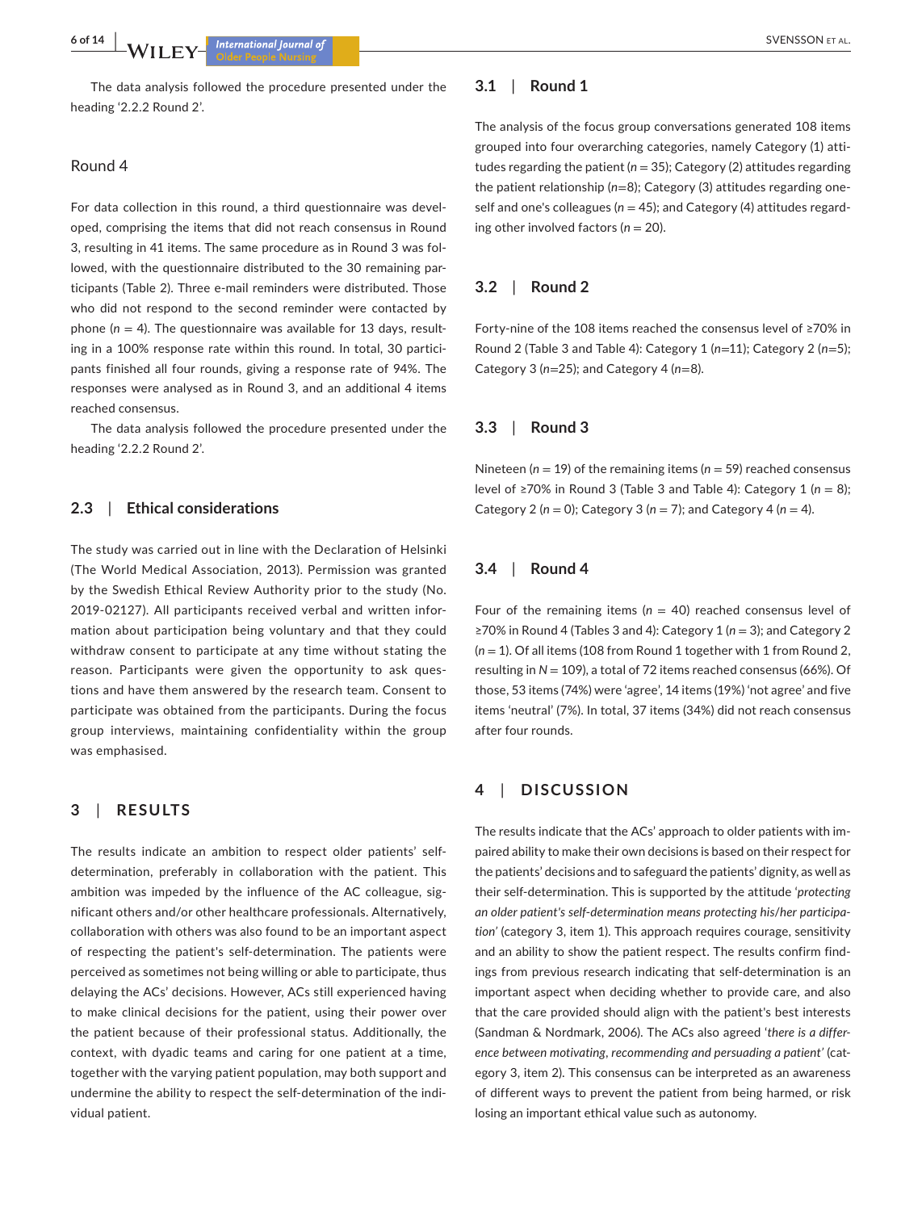The data analysis followed the procedure presented under the heading '2.2.2 Round 2'.

### Round 4

For data collection in this round, a third questionnaire was developed, comprising the items that did not reach consensus in Round 3, resulting in 41 items. The same procedure as in Round 3 was followed, with the questionnaire distributed to the 30 remaining participants (Table 2). Three e-mail reminders were distributed. Those who did not respond to the second reminder were contacted by phone ($n$ = 4). The questionnaire was available for 13 days, resulting in a 100% response rate within this round. In total, 30 participants finished all four rounds, giving a response rate of 94%. The responses were analysed as in Round 3, and an additional 4 items reached consensus.

The data analysis followed the procedure presented under the heading '2.2.2 Round 2'.

## 2.3 | Ethical considerations

The study was carried out in line with the Declaration of Helsinki (The World Medical Association, 2013). Permission was granted by the Swedish Ethical Review Authority prior to the study (No. 2019-02127). All participants received verbal and written information about participation being voluntary and that they could withdraw consent to participate at any time without stating the reason. Participants were given the opportunity to ask questions and have them answered by the research team. Consent to participate was obtained from the participants. During the focus group interviews, maintaining confidentiality within the group was emphasised.

# 3 | RESULTS

The results indicate an ambition to respect older patients' self-determination, preferably in collaboration with the patient. This ambition was impeded by the influence of the AC colleague, significant others and/or other healthcare professionals. Alternatively, collaboration with others was also found to be an important aspect of respecting the patient's self-determination. The patients were perceived as sometimes not being willing or able to participate, thus delaying the ACs' decisions. However, ACs still experienced having to make clinical decisions for the patient, using their power over the patient because of their professional status. Additionally, the context, with dyadic teams and caring for one patient at a time, together with the varying patient population, may both support and undermine the ability to respect the self-determination of the individual patient.

## 3.1 | Round 1

The analysis of the focus group conversations generated 108 items grouped into four overarching categories, namely Category (1) attitudes regarding the patient ($n$ = 35); Category (2) attitudes regarding the patient relationship ($n$=8); Category (3) attitudes regarding oneself and one's colleagues ($n$ = 45); and Category (4) attitudes regarding other involved factors ($n$ = 20).

## 3.2 | Round 2

Forty-nine of the 108 items reached the consensus level of ≥70% in Round 2 (Table 3 and Table 4): Category 1 ($n$=11); Category 2 ($n$=5); Category 3 ($n$=25); and Category 4 ($n$=8).

## 3.3 | Round 3

Nineteen ($n$ = 19) of the remaining items ($n$ = 59) reached consensus level of ≥70% in Round 3 (Table 3 and Table 4): Category 1 ($n$ = 8); Category 2 ($n$ = 0); Category 3 ($n$ = 7); and Category 4 ($n$ = 4).

## 3.4 | Round 4

Four of the remaining items ($n$ = 40) reached consensus level of ≥70% in Round 4 (Tables 3 and 4): Category 1 ($n$ = 3); and Category 2 ($n$ = 1). Of all items (108 from Round 1 together with 1 from Round 2, resulting in $N$ = 109), a total of 72 items reached consensus (66%). Of those, 53 items (74%) were 'agree', 14 items (19%) 'not agree' and five items 'neutral' (7%). In total, 37 items (34%) did not reach consensus after four rounds.

# 4 | DISCUSSION

The results indicate that the ACs' approach to older patients with impaired ability to make their own decisions is based on their respect for the patients' decisions and to safeguard the patients' dignity, as well as their self-determination. This is supported by the attitude *'protecting an older patient's self-determination means protecting his/her participation'* (category 3, item 1). This approach requires courage, sensitivity and an ability to show the patient respect. The results confirm findings from previous research indicating that self-determination is an important aspect when deciding whether to provide care, and also that the care provided should align with the patient's best interests (Sandman & Nordmark, 2006). The ACs also agreed *'there is a difference between motivating, recommending and persuading a patient'* (category 3, item 2). This consensus can be interpreted as an awareness of different ways to prevent the patient from being harmed, or risk losing an important ethical value such as autonomy.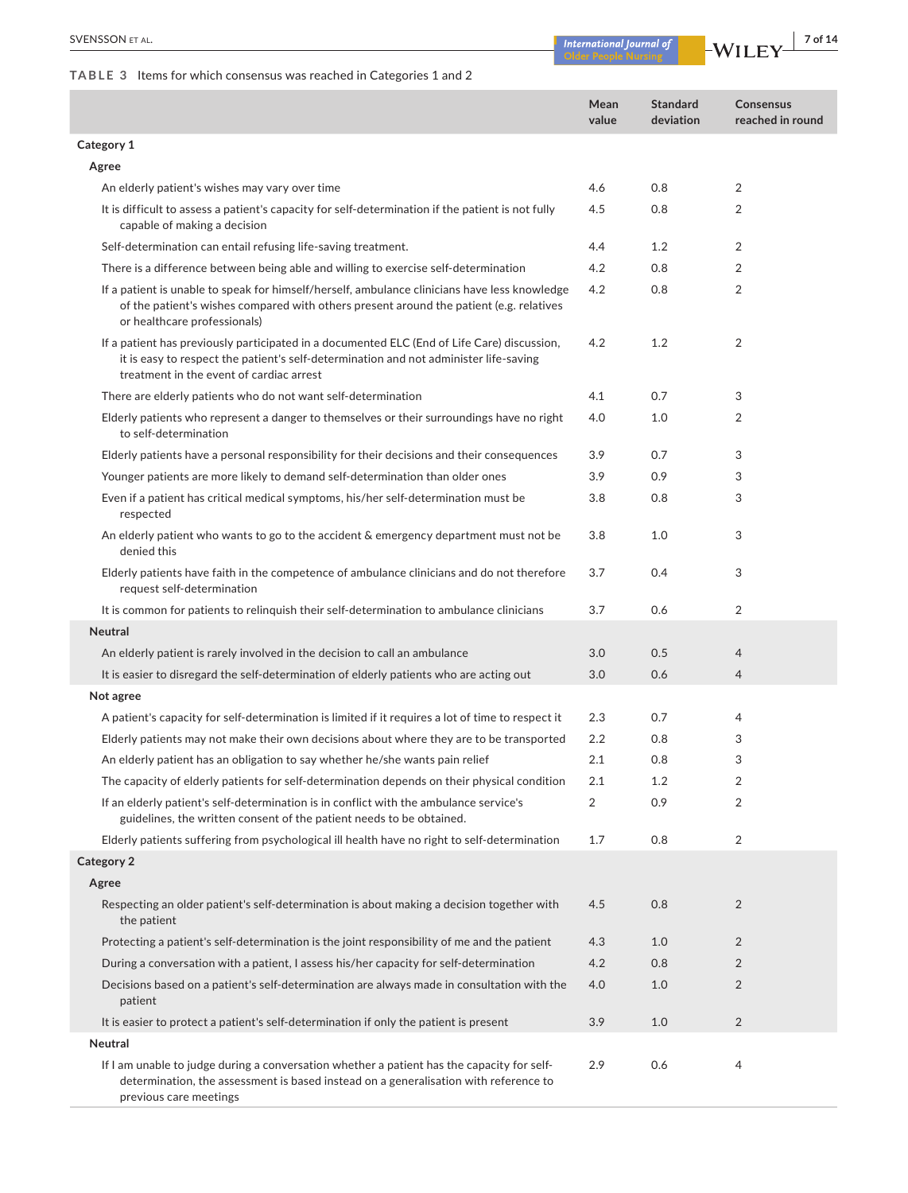**TABLE 3** Items for which consensus was reached in Categories 1 and 2

| | Mean value | Standard deviation | Consensus reached in round |
|---|---|---|---|
| **Category 1** | | | |
| **Agree** | | | |
| An elderly patient's wishes may vary over time | 4.6 | 0.8 | 2 |
| It is difficult to assess a patient's capacity for self-determination if the patient is not fully capable of making a decision | 4.5 | 0.8 | 2 |
| Self-determination can entail refusing life-saving treatment. | 4.4 | 1.2 | 2 |
| There is a difference between being able and willing to exercise self-determination | 4.2 | 0.8 | 2 |
| If a patient is unable to speak for himself/herself, ambulance clinicians have less knowledge of the patient's wishes compared with others present around the patient (e.g. relatives or healthcare professionals) | 4.2 | 0.8 | 2 |
| If a patient has previously participated in a documented ELC (End of Life Care) discussion, it is easy to respect the patient's self-determination and not administer life-saving treatment in the event of cardiac arrest | 4.2 | 1.2 | 2 |
| There are elderly patients who do not want self-determination | 4.1 | 0.7 | 3 |
| Elderly patients who represent a danger to themselves or their surroundings have no right to self-determination | 4.0 | 1.0 | 2 |
| Elderly patients have a personal responsibility for their decisions and their consequences | 3.9 | 0.7 | 3 |
| Younger patients are more likely to demand self-determination than older ones | 3.9 | 0.9 | 3 |
| Even if a patient has critical medical symptoms, his/her self-determination must be respected | 3.8 | 0.8 | 3 |
| An elderly patient who wants to go to the accident & emergency department must not be denied this | 3.8 | 1.0 | 3 |
| Elderly patients have faith in the competence of ambulance clinicians and do not therefore request self-determination | 3.7 | 0.4 | 3 |
| It is common for patients to relinquish their self-determination to ambulance clinicians | 3.7 | 0.6 | 2 |
| **Neutral** | | | |
| An elderly patient is rarely involved in the decision to call an ambulance | 3.0 | 0.5 | 4 |
| It is easier to disregard the self-determination of elderly patients who are acting out | 3.0 | 0.6 | 4 |
| **Not agree** | | | |
| A patient's capacity for self-determination is limited if it requires a lot of time to respect it | 2.3 | 0.7 | 4 |
| Elderly patients may not make their own decisions about where they are to be transported | 2.2 | 0.8 | 3 |
| An elderly patient has an obligation to say whether he/she wants pain relief | 2.1 | 0.8 | 3 |
| The capacity of elderly patients for self-determination depends on their physical condition | 2.1 | 1.2 | 2 |
| If an elderly patient's self-determination is in conflict with the ambulance service's guidelines, the written consent of the patient needs to be obtained. | 2 | 0.9 | 2 |
| Elderly patients suffering from psychological ill health have no right to self-determination | 1.7 | 0.8 | 2 |
| **Category 2** | | | |
| **Agree** | | | |
| Respecting an older patient's self-determination is about making a decision together with the patient | 4.5 | 0.8 | 2 |
| Protecting a patient's self-determination is the joint responsibility of me and the patient | 4.3 | 1.0 | 2 |
| During a conversation with a patient, I assess his/her capacity for self-determination | 4.2 | 0.8 | 2 |
| Decisions based on a patient's self-determination are always made in consultation with the patient | 4.0 | 1.0 | 2 |
| It is easier to protect a patient's self-determination if only the patient is present | 3.9 | 1.0 | 2 |
| **Neutral** | | | |
| If I am unable to judge during a conversation whether a patient has the capacity for self-determination, the assessment is based instead on a generalisation with reference to previous care meetings | 2.9 | 0.6 | 4 |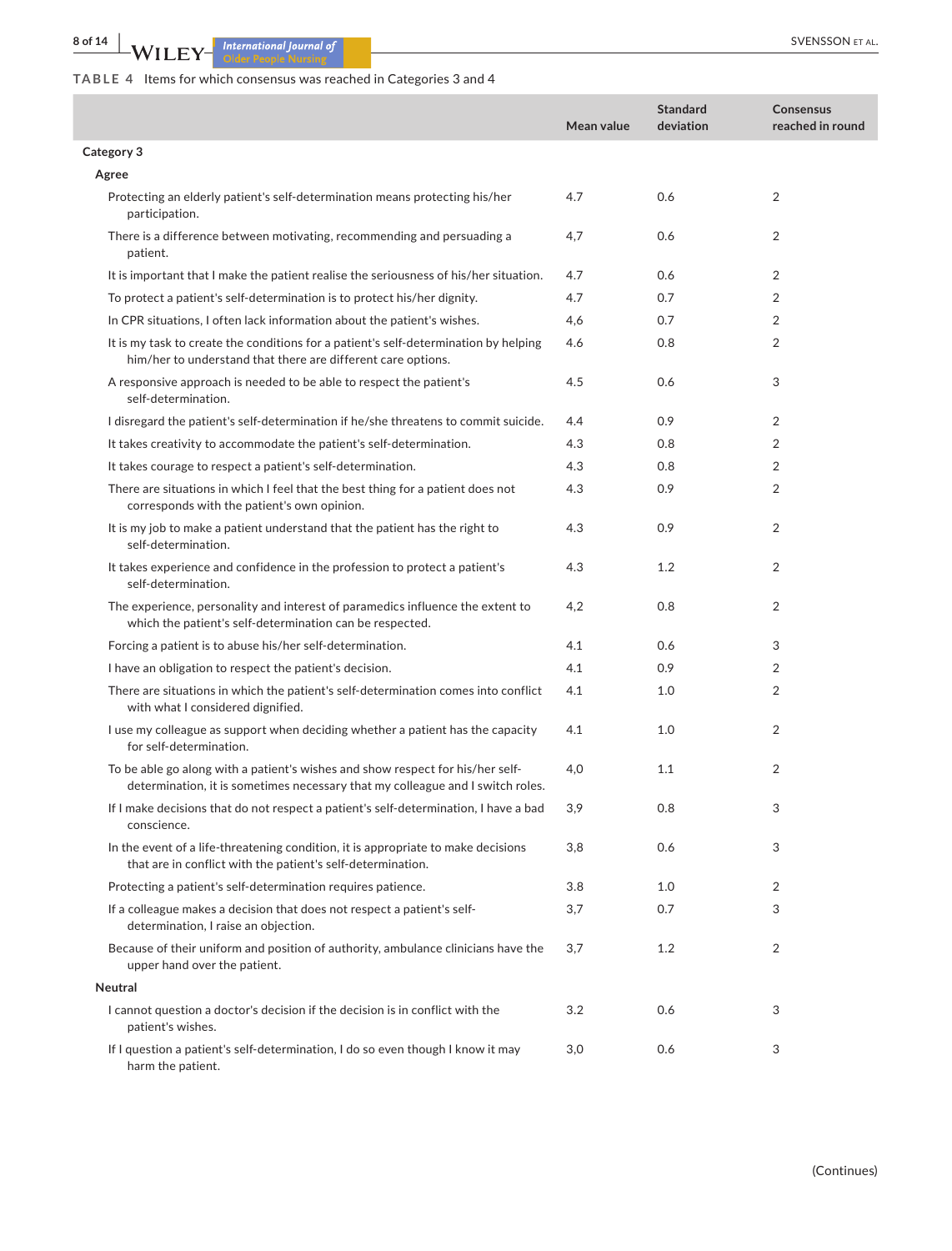**TABLE 4** Items for which consensus was reached in Categories 3 and 4

| | Mean value | Standard deviation | Consensus reached in round |
|---|---|---|---|
| **Category 3** | | | |
| **Agree** | | | |
| Protecting an elderly patient's self-determination means protecting his/her participation. | 4.7 | 0.6 | 2 |
| There is a difference between motivating, recommending and persuading a patient. | 4,7 | 0.6 | 2 |
| It is important that I make the patient realise the seriousness of his/her situation. | 4.7 | 0.6 | 2 |
| To protect a patient's self-determination is to protect his/her dignity. | 4.7 | 0.7 | 2 |
| In CPR situations, I often lack information about the patient's wishes. | 4,6 | 0.7 | 2 |
| It is my task to create the conditions for a patient's self-determination by helping him/her to understand that there are different care options. | 4.6 | 0.8 | 2 |
| A responsive approach is needed to be able to respect the patient's self-determination. | 4.5 | 0.6 | 3 |
| I disregard the patient's self-determination if he/she threatens to commit suicide. | 4.4 | 0.9 | 2 |
| It takes creativity to accommodate the patient's self-determination. | 4.3 | 0.8 | 2 |
| It takes courage to respect a patient's self-determination. | 4.3 | 0.8 | 2 |
| There are situations in which I feel that the best thing for a patient does not corresponds with the patient's own opinion. | 4.3 | 0.9 | 2 |
| It is my job to make a patient understand that the patient has the right to self-determination. | 4.3 | 0.9 | 2 |
| It takes experience and confidence in the profession to protect a patient's self-determination. | 4.3 | 1.2 | 2 |
| The experience, personality and interest of paramedics influence the extent to which the patient's self-determination can be respected. | 4,2 | 0.8 | 2 |
| Forcing a patient is to abuse his/her self-determination. | 4.1 | 0.6 | 3 |
| I have an obligation to respect the patient's decision. | 4.1 | 0.9 | 2 |
| There are situations in which the patient's self-determination comes into conflict with what I considered dignified. | 4.1 | 1.0 | 2 |
| I use my colleague as support when deciding whether a patient has the capacity for self-determination. | 4.1 | 1.0 | 2 |
| To be able go along with a patient's wishes and show respect for his/her self-determination, it is sometimes necessary that my colleague and I switch roles. | 4,0 | 1.1 | 2 |
| If I make decisions that do not respect a patient's self-determination, I have a bad conscience. | 3,9 | 0.8 | 3 |
| In the event of a life-threatening condition, it is appropriate to make decisions that are in conflict with the patient's self-determination. | 3,8 | 0.6 | 3 |
| Protecting a patient's self-determination requires patience. | 3.8 | 1.0 | 2 |
| If a colleague makes a decision that does not respect a patient's self-determination, I raise an objection. | 3,7 | 0.7 | 3 |
| Because of their uniform and position of authority, ambulance clinicians have the upper hand over the patient. | 3,7 | 1.2 | 2 |
| **Neutral** | | | |
| I cannot question a doctor's decision if the decision is in conflict with the patient's wishes. | 3.2 | 0.6 | 3 |
| If I question a patient's self-determination, I do so even though I know it may harm the patient. | 3,0 | 0.6 | 3 |

(Continues)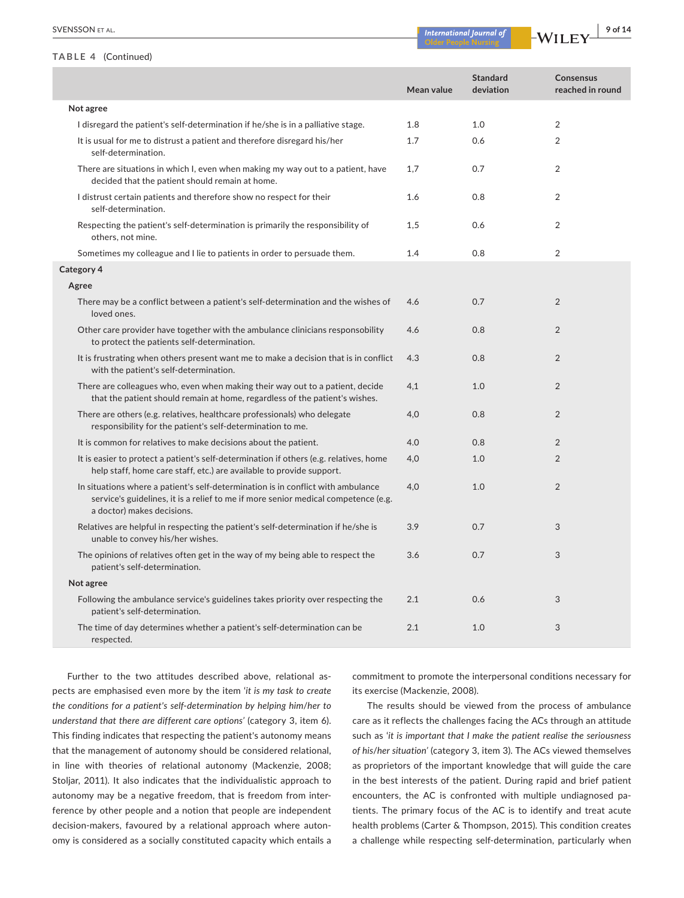**TABLE 4** (Continued)

| | Mean value | Standard deviation | Consensus reached in round |
|---|---|---|---|
| **Not agree** | | | |
| I disregard the patient's self-determination if he/she is in a palliative stage. | 1.8 | 1.0 | 2 |
| It is usual for me to distrust a patient and therefore disregard his/her self-determination. | 1.7 | 0.6 | 2 |
| There are situations in which I, even when making my way out to a patient, have decided that the patient should remain at home. | 1,7 | 0.7 | 2 |
| I distrust certain patients and therefore show no respect for their self-determination. | 1.6 | 0.8 | 2 |
| Respecting the patient's self-determination is primarily the responsibility of others, not mine. | 1,5 | 0.6 | 2 |
| Sometimes my colleague and I lie to patients in order to persuade them. | 1.4 | 0.8 | 2 |
| **Category 4** | | | |
| **Agree** | | | |
| There may be a conflict between a patient's self-determination and the wishes of loved ones. | 4.6 | 0.7 | 2 |
| Other care provider have together with the ambulance clinicians responsobility to protect the patients self-determination. | 4.6 | 0.8 | 2 |
| It is frustrating when others present want me to make a decision that is in conflict with the patient's self-determination. | 4.3 | 0.8 | 2 |
| There are colleagues who, even when making their way out to a patient, decide that the patient should remain at home, regardless of the patient's wishes. | 4,1 | 1.0 | 2 |
| There are others (e.g. relatives, healthcare professionals) who delegate responsibility for the patient's self-determination to me. | 4,0 | 0.8 | 2 |
| It is common for relatives to make decisions about the patient. | 4.0 | 0.8 | 2 |
| It is easier to protect a patient's self-determination if others (e.g. relatives, home help staff, home care staff, etc.) are available to provide support. | 4,0 | 1.0 | 2 |
| In situations where a patient's self-determination is in conflict with ambulance service's guidelines, it is a relief to me if more senior medical competence (e.g. a doctor) makes decisions. | 4,0 | 1.0 | 2 |
| Relatives are helpful in respecting the patient's self-determination if he/she is unable to convey his/her wishes. | 3.9 | 0.7 | 3 |
| The opinions of relatives often get in the way of my being able to respect the patient's self-determination. | 3.6 | 0.7 | 3 |
| **Not agree** | | | |
| Following the ambulance service's guidelines takes priority over respecting the patient's self-determination. | 2.1 | 0.6 | 3 |
| The time of day determines whether a patient's self-determination can be respected. | 2.1 | 1.0 | 3 |

Further to the two attitudes described above, relational aspects are emphasised even more by the item *'it is my task to create the conditions for a patient's self-determination by helping him/her to understand that there are different care options'* (category 3, item 6). This finding indicates that respecting the patient's autonomy means that the management of autonomy should be considered relational, in line with theories of relational autonomy (Mackenzie, 2008; Stoljar, 2011). It also indicates that the individualistic approach to autonomy may be a negative freedom, that is freedom from interference by other people and a notion that people are independent decision-makers, favoured by a relational approach where autonomy is considered as a socially constituted capacity which entails a commitment to promote the interpersonal conditions necessary for its exercise (Mackenzie, 2008).

The results should be viewed from the process of ambulance care as it reflects the challenges facing the ACs through an attitude such as *'it is important that I make the patient realise the seriousness of his/her situation'* (category 3, item 3). The ACs viewed themselves as proprietors of the important knowledge that will guide the care in the best interests of the patient. During rapid and brief patient encounters, the AC is confronted with multiple undiagnosed patients. The primary focus of the AC is to identify and treat acute health problems (Carter & Thompson, 2015). This condition creates a challenge while respecting self-determination, particularly when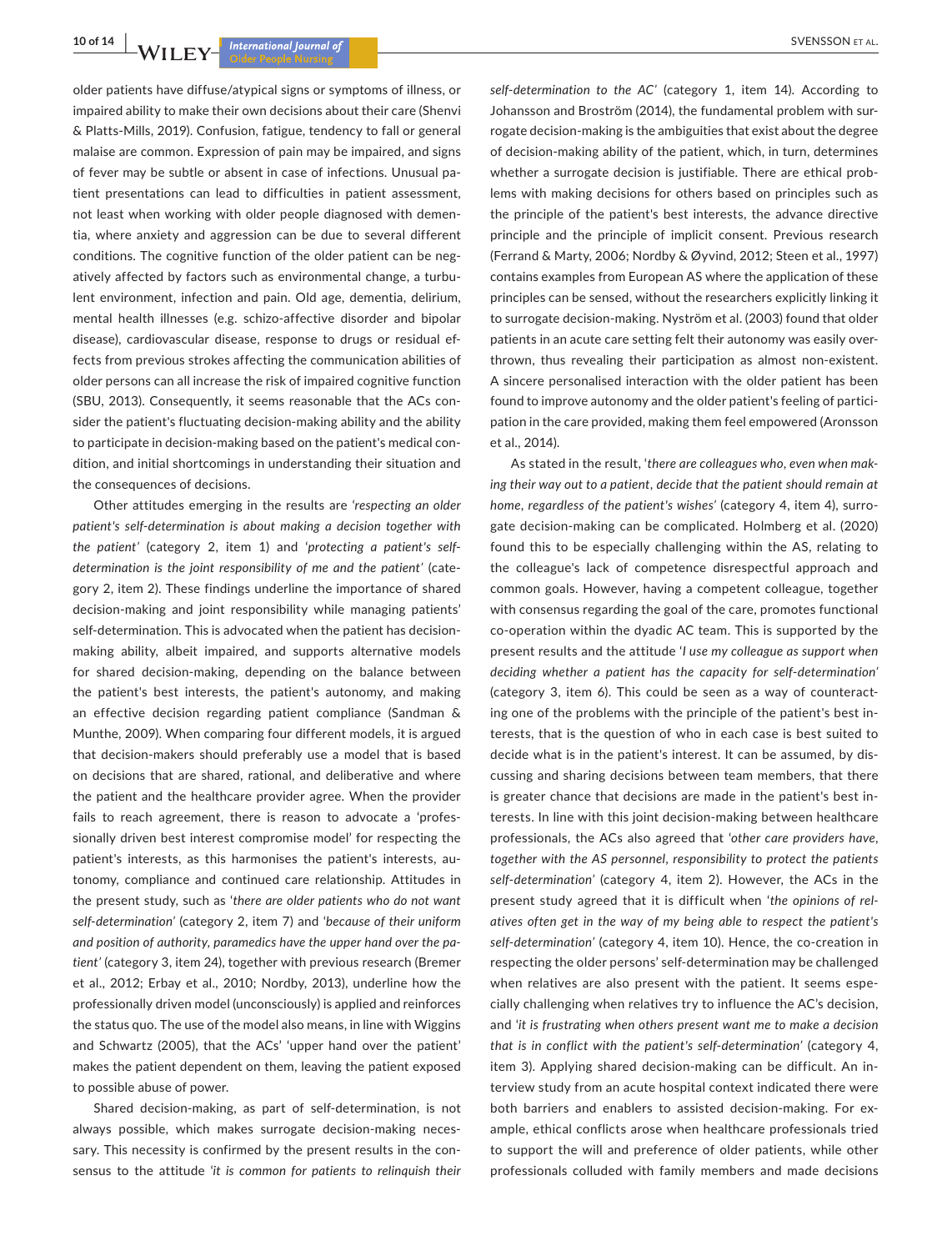older patients have diffuse/atypical signs or symptoms of illness, or impaired ability to make their own decisions about their care (Shenvi & Platts-Mills, 2019). Confusion, fatigue, tendency to fall or general malaise are common. Expression of pain may be impaired, and signs of fever may be subtle or absent in case of infections. Unusual patient presentations can lead to difficulties in patient assessment, not least when working with older people diagnosed with dementia, where anxiety and aggression can be due to several different conditions. The cognitive function of the older patient can be negatively affected by factors such as environmental change, a turbulent environment, infection and pain. Old age, dementia, delirium, mental health illnesses (e.g. schizo-affective disorder and bipolar disease), cardiovascular disease, response to drugs or residual effects from previous strokes affecting the communication abilities of older persons can all increase the risk of impaired cognitive function (SBU, 2013). Consequently, it seems reasonable that the ACs consider the patient's fluctuating decision-making ability and the ability to participate in decision-making based on the patient's medical condition, and initial shortcomings in understanding their situation and the consequences of decisions.

Other attitudes emerging in the results are *'respecting an older patient's self-determination is about making a decision together with the patient'* (category 2, item 1) and *'protecting a patient's self-determination is the joint responsibility of me and the patient'* (category 2, item 2). These findings underline the importance of shared decision-making and joint responsibility while managing patients' self-determination. This is advocated when the patient has decision-making ability, albeit impaired, and supports alternative models for shared decision-making, depending on the balance between the patient's best interests, the patient's autonomy, and making an effective decision regarding patient compliance (Sandman & Munthe, 2009). When comparing four different models, it is argued that decision-makers should preferably use a model that is based on decisions that are shared, rational, and deliberative and where the patient and the healthcare provider agree. When the provider fails to reach agreement, there is reason to advocate a 'professionally driven best interest compromise model' for respecting the patient's interests, as this harmonises the patient's interests, autonomy, compliance and continued care relationship. Attitudes in the present study, such as *'there are older patients who do not want self-determination'* (category 2, item 7) and *'because of their uniform and position of authority, paramedics have the upper hand over the patient'* (category 3, item 24), together with previous research (Bremer et al., 2012; Erbay et al., 2010; Nordby, 2013), underline how the professionally driven model (unconsciously) is applied and reinforces the status quo. The use of the model also means, in line with Wiggins and Schwartz (2005), that the ACs' 'upper hand over the patient' makes the patient dependent on them, leaving the patient exposed to possible abuse of power.

Shared decision-making, as part of self-determination, is not always possible, which makes surrogate decision-making necessary. This necessity is confirmed by the present results in the consensus to the attitude *'it is common for patients to relinquish their self-determination to the AC'* (category 1, item 14). According to Johansson and Broström (2014), the fundamental problem with surrogate decision-making is the ambiguities that exist about the degree of decision-making ability of the patient, which, in turn, determines whether a surrogate decision is justifiable. There are ethical problems with making decisions for others based on principles such as the principle of the patient's best interests, the advance directive principle and the principle of implicit consent. Previous research (Ferrand & Marty, 2006; Nordby & Øyvind, 2012; Steen et al., 1997) contains examples from European AS where the application of these principles can be sensed, without the researchers explicitly linking it to surrogate decision-making. Nyström et al. (2003) found that older patients in an acute care setting felt their autonomy was easily overthrown, thus revealing their participation as almost non-existent. A sincere personalised interaction with the older patient has been found to improve autonomy and the older patient's feeling of participation in the care provided, making them feel empowered (Aronsson et al., 2014).

As stated in the result, '*there are colleagues who, even when making their way out to a patient, decide that the patient should remain at home, regardless of the patient's wishes*' (category 4, item 4), surrogate decision-making can be complicated. Holmberg et al. (2020) found this to be especially challenging within the AS, relating to the colleague's lack of competence disrespectful approach and common goals. However, having a competent colleague, together with consensus regarding the goal of the care, promotes functional co-operation within the dyadic AC team. This is supported by the present results and the attitude '*I use my colleague as support when deciding whether a patient has the capacity for self-determination*' (category 3, item 6). This could be seen as a way of counteracting one of the problems with the principle of the patient's best interests, that is the question of who in each case is best suited to decide what is in the patient's interest. It can be assumed, by discussing and sharing decisions between team members, that there is greater chance that decisions are made in the patient's best interests. In line with this joint decision-making between healthcare professionals, the ACs also agreed that *'other care providers have, together with the AS personnel, responsibility to protect the patients self-determination'* (category 4, item 2). However, the ACs in the present study agreed that it is difficult when *'the opinions of relatives often get in the way of my being able to respect the patient's self-determination'* (category 4, item 10). Hence, the co-creation in respecting the older persons' self-determination may be challenged when relatives are also present with the patient. It seems especially challenging when relatives try to influence the AC's decision, and *'it is frustrating when others present want me to make a decision that is in conflict with the patient's self-determination'* (category 4, item 3). Applying shared decision-making can be difficult. An interview study from an acute hospital context indicated there were both barriers and enablers to assisted decision-making. For example, ethical conflicts arose when healthcare professionals tried to support the will and preference of older patients, while other professionals colluded with family members and made decisions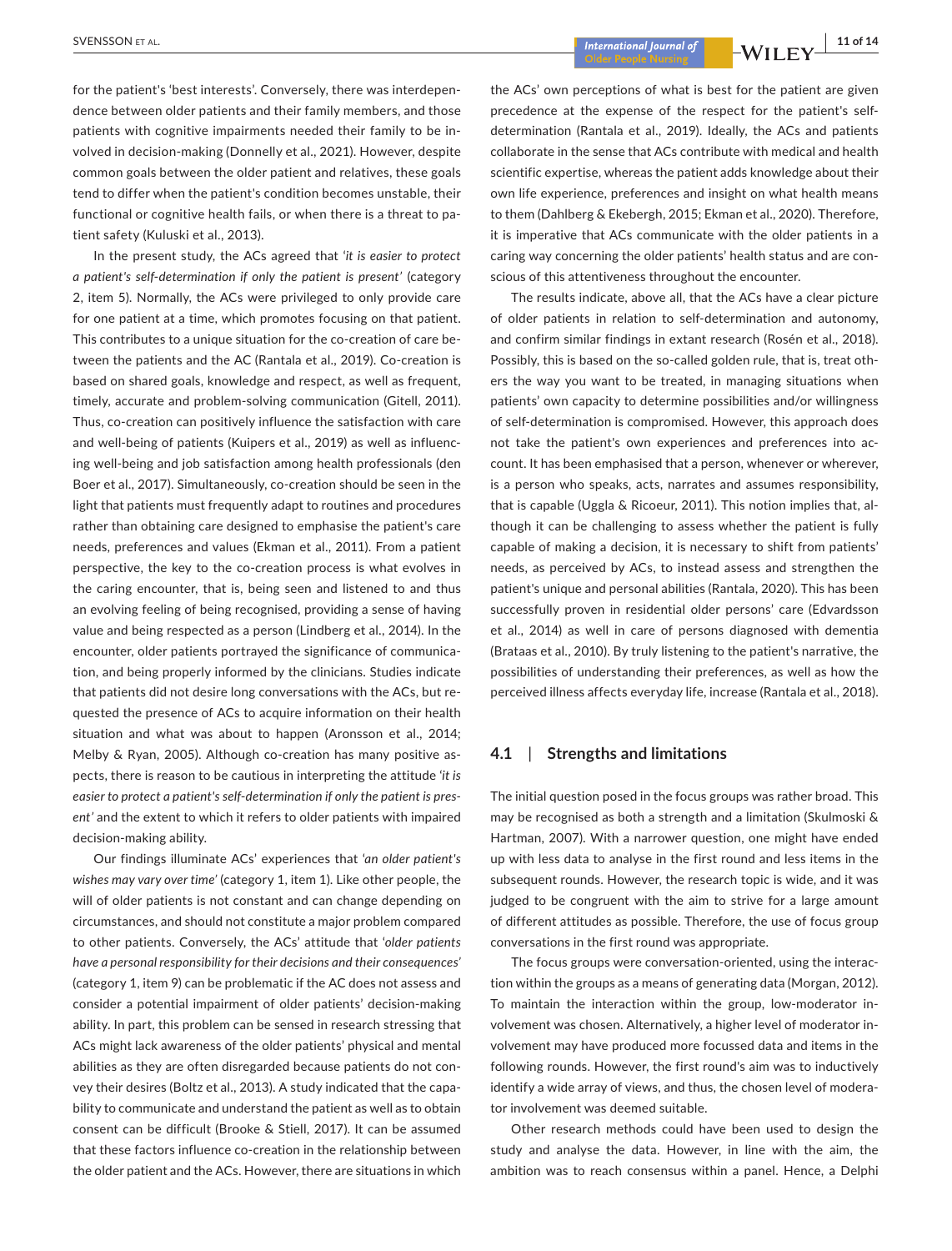for the patient's 'best interests'. Conversely, there was interdependence between older patients and their family members, and those patients with cognitive impairments needed their family to be involved in decision-making (Donnelly et al., 2021). However, despite common goals between the older patient and relatives, these goals tend to differ when the patient's condition becomes unstable, their functional or cognitive health fails, or when there is a threat to patient safety (Kuluski et al., 2013).

In the present study, the ACs agreed that *'it is easier to protect a patient's self-determination if only the patient is present'* (category 2, item 5). Normally, the ACs were privileged to only provide care for one patient at a time, which promotes focusing on that patient. This contributes to a unique situation for the co-creation of care between the patients and the AC (Rantala et al., 2019). Co-creation is based on shared goals, knowledge and respect, as well as frequent, timely, accurate and problem-solving communication (Gitell, 2011). Thus, co-creation can positively influence the satisfaction with care and well-being of patients (Kuipers et al., 2019) as well as influencing well-being and job satisfaction among health professionals (den Boer et al., 2017). Simultaneously, co-creation should be seen in the light that patients must frequently adapt to routines and procedures rather than obtaining care designed to emphasise the patient's care needs, preferences and values (Ekman et al., 2011). From a patient perspective, the key to the co-creation process is what evolves in the caring encounter, that is, being seen and listened to and thus an evolving feeling of being recognised, providing a sense of having value and being respected as a person (Lindberg et al., 2014). In the encounter, older patients portrayed the significance of communication, and being properly informed by the clinicians. Studies indicate that patients did not desire long conversations with the ACs, but requested the presence of ACs to acquire information on their health situation and what was about to happen (Aronsson et al., 2014; Melby & Ryan, 2005). Although co-creation has many positive aspects, there is reason to be cautious in interpreting the attitude *'it is easier to protect a patient's self-determination if only the patient is present'* and the extent to which it refers to older patients with impaired decision-making ability.

Our findings illuminate ACs' experiences that *'an older patient's wishes may vary over time'* (category 1, item 1). Like other people, the will of older patients is not constant and can change depending on circumstances, and should not constitute a major problem compared to other patients. Conversely, the ACs' attitude that *'older patients have a personal responsibility for their decisions and their consequences'* (category 1, item 9) can be problematic if the AC does not assess and consider a potential impairment of older patients' decision-making ability. In part, this problem can be sensed in research stressing that ACs might lack awareness of the older patients' physical and mental abilities as they are often disregarded because patients do not convey their desires (Boltz et al., 2013). A study indicated that the capability to communicate and understand the patient as well as to obtain consent can be difficult (Brooke & Stiell, 2017). It can be assumed that these factors influence co-creation in the relationship between the older patient and the ACs. However, there are situations in which the ACs' own perceptions of what is best for the patient are given precedence at the expense of the respect for the patient's self-determination (Rantala et al., 2019). Ideally, the ACs and patients collaborate in the sense that ACs contribute with medical and health scientific expertise, whereas the patient adds knowledge about their own life experience, preferences and insight on what health means to them (Dahlberg & Ekebergh, 2015; Ekman et al., 2020). Therefore, it is imperative that ACs communicate with the older patients in a caring way concerning the older patients' health status and are conscious of this attentiveness throughout the encounter.

The results indicate, above all, that the ACs have a clear picture of older patients in relation to self-determination and autonomy, and confirm similar findings in extant research (Rosén et al., 2018). Possibly, this is based on the so-called golden rule, that is, treat others the way you want to be treated, in managing situations when patients' own capacity to determine possibilities and/or willingness of self-determination is compromised. However, this approach does not take the patient's own experiences and preferences into account. It has been emphasised that a person, whenever or wherever, is a person who speaks, acts, narrates and assumes responsibility, that is capable (Uggla & Ricoeur, 2011). This notion implies that, although it can be challenging to assess whether the patient is fully capable of making a decision, it is necessary to shift from patients' needs, as perceived by ACs, to instead assess and strengthen the patient's unique and personal abilities (Rantala, 2020). This has been successfully proven in residential older persons' care (Edvardsson et al., 2014) as well in care of persons diagnosed with dementia (Brataas et al., 2010). By truly listening to the patient's narrative, the possibilities of understanding their preferences, as well as how the perceived illness affects everyday life, increase (Rantala et al., 2018).

### 4.1 | Strengths and limitations

The initial question posed in the focus groups was rather broad. This may be recognised as both a strength and a limitation (Skulmoski & Hartman, 2007). With a narrower question, one might have ended up with less data to analyse in the first round and less items in the subsequent rounds. However, the research topic is wide, and it was judged to be congruent with the aim to strive for a large amount of different attitudes as possible. Therefore, the use of focus group conversations in the first round was appropriate.

The focus groups were conversation-oriented, using the interaction within the groups as a means of generating data (Morgan, 2012). To maintain the interaction within the group, low-moderator involvement was chosen. Alternatively, a higher level of moderator involvement may have produced more focussed data and items in the following rounds. However, the first round's aim was to inductively identify a wide array of views, and thus, the chosen level of moderator involvement was deemed suitable.

Other research methods could have been used to design the study and analyse the data. However, in line with the aim, the ambition was to reach consensus within a panel. Hence, a Delphi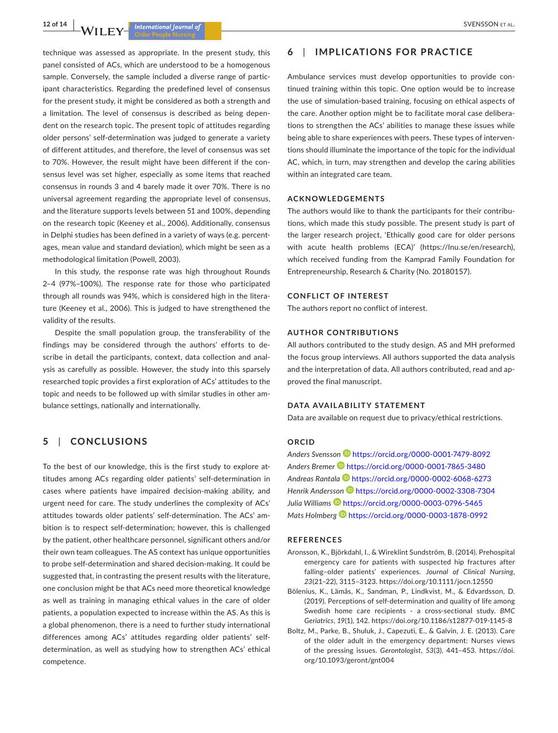technique was assessed as appropriate. In the present study, this panel consisted of ACs, which are understood to be a homogenous sample. Conversely, the sample included a diverse range of participant characteristics. Regarding the predefined level of consensus for the present study, it might be considered as both a strength and a limitation. The level of consensus is described as being dependent on the research topic. The present topic of attitudes regarding older persons' self-determination was judged to generate a variety of different attitudes, and therefore, the level of consensus was set to 70%. However, the result might have been different if the consensus level was set higher, especially as some items that reached consensus in rounds 3 and 4 barely made it over 70%. There is no universal agreement regarding the appropriate level of consensus, and the literature supports levels between 51 and 100%, depending on the research topic (Keeney et al., 2006). Additionally, consensus in Delphi studies has been defined in a variety of ways (e.g. percentages, mean value and standard deviation), which might be seen as a methodological limitation (Powell, 2003).

In this study, the response rate was high throughout Rounds 2–4 (97%–100%). The response rate for those who participated through all rounds was 94%, which is considered high in the literature (Keeney et al., 2006). This is judged to have strengthened the validity of the results.

Despite the small population group, the transferability of the findings may be considered through the authors' efforts to describe in detail the participants, context, data collection and analysis as carefully as possible. However, the study into this sparsely researched topic provides a first exploration of ACs' attitudes to the topic and needs to be followed up with similar studies in other ambulance settings, nationally and internationally.

## 5 | CONCLUSIONS

To the best of our knowledge, this is the first study to explore attitudes among ACs regarding older patients' self-determination in cases where patients have impaired decision-making ability, and urgent need for care. The study underlines the complexity of ACs' attitudes towards older patients' self-determination. The ACs' ambition is to respect self-determination; however, this is challenged by the patient, other healthcare personnel, significant others and/or their own team colleagues. The AS context has unique opportunities to probe self-determination and shared decision-making. It could be suggested that, in contrasting the present results with the literature, one conclusion might be that ACs need more theoretical knowledge as well as training in managing ethical values in the care of older patients, a population expected to increase within the AS. As this is a global phenomenon, there is a need to further study international differences among ACs' attitudes regarding older patients' self-determination, as well as studying how to strengthen ACs' ethical competence.

## 6 | IMPLICATIONS FOR PRACTICE

Ambulance services must develop opportunities to provide continued training within this topic. One option would be to increase the use of simulation-based training, focusing on ethical aspects of the care. Another option might be to facilitate moral case deliberations to strengthen the ACs' abilities to manage these issues while being able to share experiences with peers. These types of interventions should illuminate the importance of the topic for the individual AC, which, in turn, may strengthen and develop the caring abilities within an integrated care team.

### ACKNOWLEDGEMENTS

The authors would like to thank the participants for their contributions, which made this study possible. The present study is part of the larger research project, 'Ethically good care for older persons with acute health problems (ECA)' (https://lnu.se/en/research), which received funding from the Kamprad Family Foundation for Entrepreneurship, Research & Charity (No. 20180157).

### CONFLICT OF INTEREST

The authors report no conflict of interest.

### AUTHOR CONTRIBUTIONS

All authors contributed to the study design. AS and MH preformed the focus group interviews. All authors supported the data analysis and the interpretation of data. All authors contributed, read and approved the final manuscript.

### DATA AVAILABILITY STATEMENT

Data are available on request due to privacy/ethical restrictions.

### ORCID

*Anders Svensson* https://orcid.org/0000-0001-7479-8092
*Anders Bremer* https://orcid.org/0000-0001-7865-3480
*Andreas Rantala* https://orcid.org/0000-0002-6068-6273
*Henrik Andersson* https://orcid.org/0000-0002-3308-7304
*Julia Williams* https://orcid.org/0000-0003-0796-5465
*Mats Holmberg* https://orcid.org/0000-0003-1878-0992

### REFERENCES

Aronsson, K., Björkdahl, I., & Wireklint Sundström, B. (2014). Prehospital emergency care for patients with suspected hip fractures after falling–older patients' experiences. *Journal of Clinical Nursing*, *23*(21–22), 3115–3123. https://doi.org/10.1111/jocn.12550

Bölenius, K., Lämås, K., Sandman, P., Lindkvist, M., & Edvardsson, D. (2019). Perceptions of self-determination and quality of life among Swedish home care recipients - a cross-sectional study. *BMC Geriatrics*, *19*(1), 142. https://doi.org/10.1186/s12877-019-1145-8

Boltz, M., Parke, B., Shuluk, J., Capezuti, E., & Galvin, J. E. (2013). Care of the older adult in the emergency department: Nurses views of the pressing issues. *Gerontologist*, *53*(3), 441–453. https://doi.org/10.1093/geront/gnt004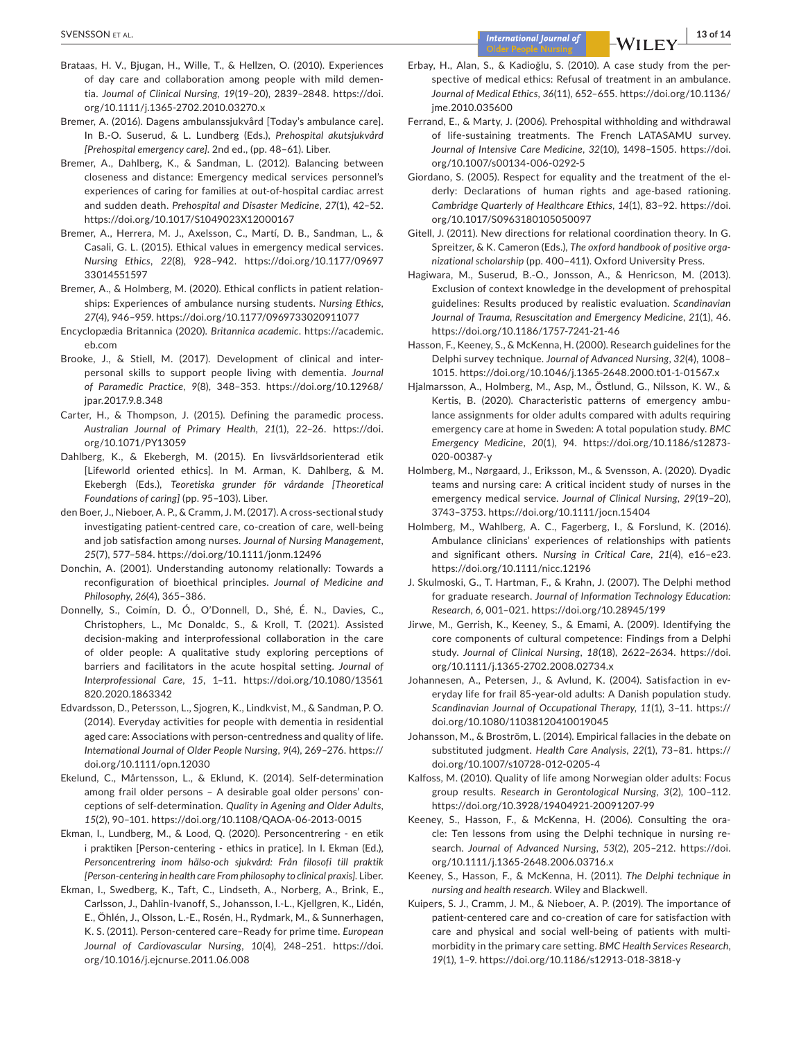Brataas, H. V., Bjugan, H., Wille, T., & Hellzen, O. (2010). Experiences of day care and collaboration among people with mild dementia. *Journal of Clinical Nursing*, *19*(19–20), 2839–2848. https://doi.org/10.1111/j.1365-2702.2010.03270.x

Bremer, A. (2016). Dagens ambulanssjukvård [Today's ambulance care]. In B.-O. Suserud, & L. Lundberg (Eds.), *Prehospital akutsjukvård [Prehospital emergency care]*. 2nd ed., (pp. 48–61). Liber.

Bremer, A., Dahlberg, K., & Sandman, L. (2012). Balancing between closeness and distance: Emergency medical services personnel's experiences of caring for families at out-of-hospital cardiac arrest and sudden death. *Prehospital and Disaster Medicine*, *27*(1), 42–52. https://doi.org/10.1017/S1049023X12000167

Bremer, A., Herrera, M. J., Axelsson, C., Martí, D. B., Sandman, L., & Casali, G. L. (2015). Ethical values in emergency medical services. *Nursing Ethics*, *22*(8), 928–942. https://doi.org/10.1177/0969733014551597

Bremer, A., & Holmberg, M. (2020). Ethical conflicts in patient relationships: Experiences of ambulance nursing students. *Nursing Ethics*, *27*(4), 946–959. https://doi.org/10.1177/0969733020911077

Encyclopædia Britannica (2020). *Britannica academic*. https://academic.eb.com

Brooke, J., & Stiell, M. (2017). Development of clinical and interpersonal skills to support people living with dementia. *Journal of Paramedic Practice*, *9*(8), 348–353. https://doi.org/10.12968/jpar.2017.9.8.348

Carter, H., & Thompson, J. (2015). Defining the paramedic process. *Australian Journal of Primary Health*, *21*(1), 22–26. https://doi.org/10.1071/PY13059

Dahlberg, K., & Ekebergh, M. (2015). En livsvärldsorienterad etik [Lifeworld oriented ethics]. In M. Arman, K. Dahlberg, & M. Ekebergh (Eds.), *Teoretiska grunder för vårdande [Theoretical Foundations of caring]* (pp. 95–103). Liber.

den Boer, J., Nieboer, A. P., & Cramm, J. M. (2017). A cross-sectional study investigating patient-centred care, co-creation of care, well-being and job satisfaction among nurses. *Journal of Nursing Management*, *25*(7), 577–584. https://doi.org/10.1111/jonm.12496

Donchin, A. (2001). Understanding autonomy relationally: Towards a reconfiguration of bioethical principles. *Journal of Medicine and Philosophy*, *26*(4), 365–386.

Donnelly, S., Coimín, D. Ó., O'Donnell, D., Shé, É. N., Davies, C., Christophers, L., Mc Donaldc, S., & Kroll, T. (2021). Assisted decision-making and interprofessional collaboration in the care of older people: A qualitative study exploring perceptions of barriers and facilitators in the acute hospital setting. *Journal of Interprofessional Care*, *15*, 1–11. https://doi.org/10.1080/13561820.2020.1863342

Edvardsson, D., Petersson, L., Sjogren, K., Lindkvist, M., & Sandman, P. O. (2014). Everyday activities for people with dementia in residential aged care: Associations with person-centredness and quality of life. *International Journal of Older People Nursing*, *9*(4), 269–276. https://doi.org/10.1111/opn.12030

Ekelund, C., Mårtensson, L., & Eklund, K. (2014). Self-determination among frail older persons – A desirable goal older persons' conceptions of self-determination. *Quality in Ageing and Older Adults*, *15*(2), 90–101. https://doi.org/10.1108/QAOA-06-2013-0015

Ekman, I., Lundberg, M., & Lood, Q. (2020). Personcentrering - en etik i praktiken [Person-centering - ethics in pratice]. In I. Ekman (Ed.), *Personcentrering inom hälso-och sjukvård: Från filosofi till praktik [Person-centering in health care From philosophy to clinical praxis]*. Liber.

Ekman, I., Swedberg, K., Taft, C., Lindseth, A., Norberg, A., Brink, E., Carlsson, J., Dahlin-Ivanoff, S., Johansson, I.-L., Kjellgren, K., Lidén, E., Öhlén, J., Olsson, L.-E., Rosén, H., Rydmark, M., & Sunnerhagen, K. S. (2011). Person-centered care–Ready for prime time. *European Journal of Cardiovascular Nursing*, *10*(4), 248–251. https://doi.org/10.1016/j.ejcnurse.2011.06.008

Erbay, H., Alan, S., & Kadioğlu, S. (2010). A case study from the perspective of medical ethics: Refusal of treatment in an ambulance. *Journal of Medical Ethics*, *36*(11), 652–655. https://doi.org/10.1136/jme.2010.035600

Ferrand, E., & Marty, J. (2006). Prehospital withholding and withdrawal of life-sustaining treatments. The French LATASAMU survey. *Journal of Intensive Care Medicine*, *32*(10), 1498–1505. https://doi.org/10.1007/s00134-006-0292-5

Giordano, S. (2005). Respect for equality and the treatment of the elderly: Declarations of human rights and age-based rationing. *Cambridge Quarterly of Healthcare Ethics*, *14*(1), 83–92. https://doi.org/10.1017/S0963180105050097

Gitell, J. (2011). New directions for relational coordination theory. In G. Spreitzer, & K. Cameron (Eds.), *The oxford handbook of positive organizational scholarship* (pp. 400–411). Oxford University Press.

Hagiwara, M., Suserud, B.-O., Jonsson, A., & Henricson, M. (2013). Exclusion of context knowledge in the development of prehospital guidelines: Results produced by realistic evaluation. *Scandinavian Journal of Trauma, Resuscitation and Emergency Medicine*, *21*(1), 46. https://doi.org/10.1186/1757-7241-21-46

Hasson, F., Keeney, S., & McKenna, H. (2000). Research guidelines for the Delphi survey technique. *Journal of Advanced Nursing*, *32*(4), 1008–1015. https://doi.org/10.1046/j.1365-2648.2000.t01-1-01567.x

Hjalmarsson, A., Holmberg, M., Asp, M., Östlund, G., Nilsson, K. W., & Kertis, B. (2020). Characteristic patterns of emergency ambulance assignments for older adults compared with adults requiring emergency care at home in Sweden: A total population study. *BMC Emergency Medicine*, *20*(1), 94. https://doi.org/10.1186/s12873-020-00387-y

Holmberg, M., Nørgaard, J., Eriksson, M., & Svensson, A. (2020). Dyadic teams and nursing care: A critical incident study of nurses in the emergency medical service. *Journal of Clinical Nursing*, *29*(19–20), 3743–3753. https://doi.org/10.1111/jocn.15404

Holmberg, M., Wahlberg, A. C., Fagerberg, I., & Forslund, K. (2016). Ambulance clinicians' experiences of relationships with patients and significant others. *Nursing in Critical Care*, *21*(4), e16–e23. https://doi.org/10.1111/nicc.12196

J. Skulmoski, G., T. Hartman, F., & Krahn, J. (2007). The Delphi method for graduate research. *Journal of Information Technology Education: Research*, *6*, 001–021. https://doi.org/10.28945/199

Jirwe, M., Gerrish, K., Keeney, S., & Emami, A. (2009). Identifying the core components of cultural competence: Findings from a Delphi study. *Journal of Clinical Nursing*, *18*(18), 2622–2634. https://doi.org/10.1111/j.1365-2702.2008.02734.x

Johannesen, A., Petersen, J., & Avlund, K. (2004). Satisfaction in everyday life for frail 85-year-old adults: A Danish population study. *Scandinavian Journal of Occupational Therapy*, *11*(1), 3–11. https://doi.org/10.1080/11038120410019045

Johansson, M., & Broström, L. (2014). Empirical fallacies in the debate on substituted judgment. *Health Care Analysis*, *22*(1), 73–81. https://doi.org/10.1007/s10728-012-0205-4

Kalfoss, M. (2010). Quality of life among Norwegian older adults: Focus group results. *Research in Gerontological Nursing*, *3*(2), 100–112. https://doi.org/10.3928/19404921-20091207-99

Keeney, S., Hasson, F., & McKenna, H. (2006). Consulting the oracle: Ten lessons from using the Delphi technique in nursing research. *Journal of Advanced Nursing*, *53*(2), 205–212. https://doi.org/10.1111/j.1365-2648.2006.03716.x

Keeney, S., Hasson, F., & McKenna, H. (2011). *The Delphi technique in nursing and health research*. Wiley and Blackwell.

Kuipers, S. J., Cramm, J. M., & Nieboer, A. P. (2019). The importance of patient-centered care and co-creation of care for satisfaction with care and physical and social well-being of patients with multimorbidity in the primary care setting. *BMC Health Services Research*, *19*(1), 1–9. https://doi.org/10.1186/s12913-018-3818-y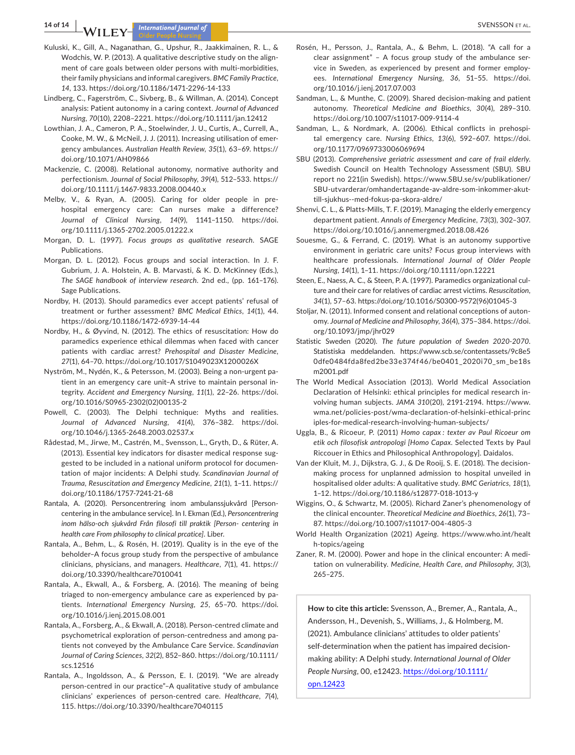Kuluski, K., Gill, A., Naganathan, G., Upshur, R., Jaakkimainen, R. L., & Wodchis, W. P. (2013). A qualitative descriptive study on the alignment of care goals between older persons with multi-morbidities, their family physicians and informal caregivers. *BMC Family Practice*, *14*, 133. https://doi.org/10.1186/1471-2296-14-133

Lindberg, C., Fagerström, C., Sivberg, B., & Willman, A. (2014). Concept analysis: Patient autonomy in a caring context. *Journal of Advanced Nursing*, *70*(10), 2208–2221. https://doi.org/10.1111/jan.12412

Lowthian, J. A., Cameron, P. A., Stoelwinder, J. U., Curtis, A., Currell, A., Cooke, M. W., & McNeil, J. J. (2011). Increasing utilisation of emergency ambulances. *Australian Health Review*, *35*(1), 63–69. https://doi.org/10.1071/AH09866

Mackenzie, C. (2008). Relational autonomy, normative authority and perfectionism. *Journal of Social Philosophy*, *39*(4), 512–533. https://doi.org/10.1111/j.1467-9833.2008.00440.x

Melby, V., & Ryan, A. (2005). Caring for older people in prehospital emergency care: Can nurses make a difference? *Journal of Clinical Nursing*, *14*(9), 1141–1150. https://doi.org/10.1111/j.1365-2702.2005.01222.x

Morgan, D. L. (1997). *Focus groups as qualitative research*. SAGE Publications.

Morgan, D. L. (2012). Focus groups and social interaction. In J. F. Gubrium, J. A. Holstein, A. B. Marvasti, & K. D. McKinney (Eds.), *The SAGE handbook of interview research*. 2nd ed., (pp. 161–176). Sage Publications.

Nordby, H. (2013). Should paramedics ever accept patients' refusal of treatment or further assessment? *BMC Medical Ethics*, *14*(1), 44. https://doi.org/10.1186/1472-6939-14-44

Nordby, H., & Øyvind, N. (2012). The ethics of resuscitation: How do paramedics experience ethical dilemmas when faced with cancer patients with cardiac arrest? *Prehospital and Disaster Medicine*, *27*(1), 64–70. https://doi.org/10.1017/S1049023X1200026X

Nyström, M., Nydén, K., & Petersson, M. (2003). Being a non-urgent patient in an emergency care unit–A strive to maintain personal integrity. *Accident and Emergency Nursing*, *11*(1), 22–26. https://doi.org/10.1016/S0965-2302(02)00135-2

Powell, C. (2003). The Delphi technique: Myths and realities. *Journal of Advanced Nursing*, *41*(4), 376–382. https://doi.org/10.1046/j.1365-2648.2003.02537.x

Rådestad, M., Jirwe, M., Castrén, M., Svensson, L., Gryth, D., & Rüter, A. (2013). Essential key indicators for disaster medical response suggested to be included in a national uniform protocol for documentation of major incidents: A Delphi study. *Scandinavian Journal of Trauma, Resuscitation and Emergency Medicine*, *21*(1), 1–11. https://doi.org/10.1186/1757-7241-21-68

Rantala, A. (2020). Personcentrering inom ambulanssjukvård [Personcentering in the ambulance service]. In I. Ekman (Ed.), *Personcentrering inom hälso-och sjukvård Från filosofi till praktik [Person- centering in health care From philosophy to clinical prcatice]*. Liber.

Rantala, A., Behm, L., & Rosén, H. (2019). Quality is in the eye of the beholder–A focus group study from the perspective of ambulance clinicians, physicians, and managers. *Healthcare*, *7*(1), 41. https://doi.org/10.3390/healthcare7010041

Rantala, A., Ekwall, A., & Forsberg, A. (2016). The meaning of being triaged to non-emergency ambulance care as experienced by patients. *International Emergency Nursing*, *25*, 65–70. https://doi.org/10.1016/j.ienj.2015.08.001

Rantala, A., Forsberg, A., & Ekwall, A. (2018). Person-centred climate and psychometrical exploration of person-centredness and among patients not conveyed by the Ambulance Care Service. *Scandinavian Journal of Caring Sciences*, *32*(2), 852–860. https://doi.org/10.1111/scs.12516

Rantala, A., Ingoldsson, A., & Persson, E. I. (2019). "We are already person-centred in our practice"–A qualitative study of ambulance clinicians' experiences of person-centred care. *Healthcare*, *7*(4), 115. https://doi.org/10.3390/healthcare7040115

Rosén, H., Persson, J., Rantala, A., & Behm, L. (2018). "A call for a clear assignment" – A focus group study of the ambulance service in Sweden, as experienced by present and former employees. *International Emergency Nursing*, *36*, 51–55. https://doi.org/10.1016/j.ienj.2017.07.003

Sandman, L., & Munthe, C. (2009). Shared decision-making and patient autonomy. *Theoretical Medicine and Bioethics*, *30*(4), 289–310. https://doi.org/10.1007/s11017-009-9114-4

Sandman, L., & Nordmark, A. (2006). Ethical conflicts in prehospital emergency care. *Nursing Ethics*, *13*(6), 592–607. https://doi.org/10.1177/0969733006069694

SBU (2013). *Comprehensive geriatric assessment and care of frail elderly*. Swedish Council on Health Technology Assessment (SBU). SBU report no 221(in Swedish). https://www.SBU.se/sv/publikationer/SBU-utvarderar/omhandertagande-av-aldre-som-inkommer-akut-till-sjukhus--med-fokus-pa-skora-aldre/

Shenvi, C. L., & Platts-Mills, T. F. (2019). Managing the elderly emergency department patient. *Annals of Emergency Medicine*, *73*(3), 302–307. https://doi.org/10.1016/j.annemergmed.2018.08.426

Souesme, G., & Ferrand, C. (2019). What is an autonomy supportive environment in geriatric care units? Focus group interviews with healthcare professionals. *International Journal of Older People Nursing*, *14*(1), 1–11. https://doi.org/10.1111/opn.12221

Steen, E., Naess, A. C., & Steen, P. A. (1997). Paramedics organizational culture and their care for relatives of cardiac arrest victims. *Resuscitation*, *34*(1), 57–63. https://doi.org/10.1016/S0300-9572(96)01045-3

Stoljar, N. (2011). Informed consent and relational conceptions of autonomy. *Journal of Medicine and Philosophy*, *36*(4), 375–384. https://doi.org/10.1093/jmp/jhr029

Statistic Sweden (2020). *The future population of Sweden 2020-2070*. Statistiska meddelanden. https://www.scb.se/contentassets/9c8e50dfe0484fda8fed2be33e374f46/be0401_2020i70_sm_be18sm2001.pdf

The World Medical Association (2013). World Medical Association Declaration of Helsinki: ethical principles for medical research involving human subjects. *JAMA 310*(20), 2191-2194. https://www.wma.net/policies-post/wma-declaration-of-helsinki-ethical-principles-for-medical-research-involving-human-subjects/

Uggla, B., & Ricoeur, P. (2011) *Homo capax : texter av Paul Ricoeur om etik och filosofisk antropologi [Homo Capax*. Selected Texts by Paul Ricouer in Ethics and Philosophical Anthropology]. Daidalos.

Van der Kluit, M. J., Dijkstra, G. J., & De Rooij, S. E. (2018). The decision-making process for unplanned admission to hospital unveiled in hospitalised older adults: A qualitative study. *BMC Geriatrics*, *18*(1), 1–12. https://doi.org/10.1186/s12877-018-1013-y

Wiggins, O., & Schwartz, M. (2005). Richard Zaner's phenomenology of the clinical encounter. *Theoretical Medicine and Bioethics*, *26*(1), 73–87. https://doi.org/10.1007/s11017-004-4805-3

World Health Organization (2021) *Ageing*. https://www.who.int/health-topics/ageing

Zaner, R. M. (2000). Power and hope in the clinical encounter: A meditation on vulnerability. *Medicine, Health Care, and Philosophy*, *3*(3), 265–275.

**How to cite this article:** Svensson, A., Bremer, A., Rantala, A., Andersson, H., Devenish, S., Williams, J., & Holmberg, M. (2021). Ambulance clinicians' attitudes to older patients' self-determination when the patient has impaired decision-making ability: A Delphi study. *International Journal of Older People Nursing*, 00, e12423. https://doi.org/10.1111/opn.12423